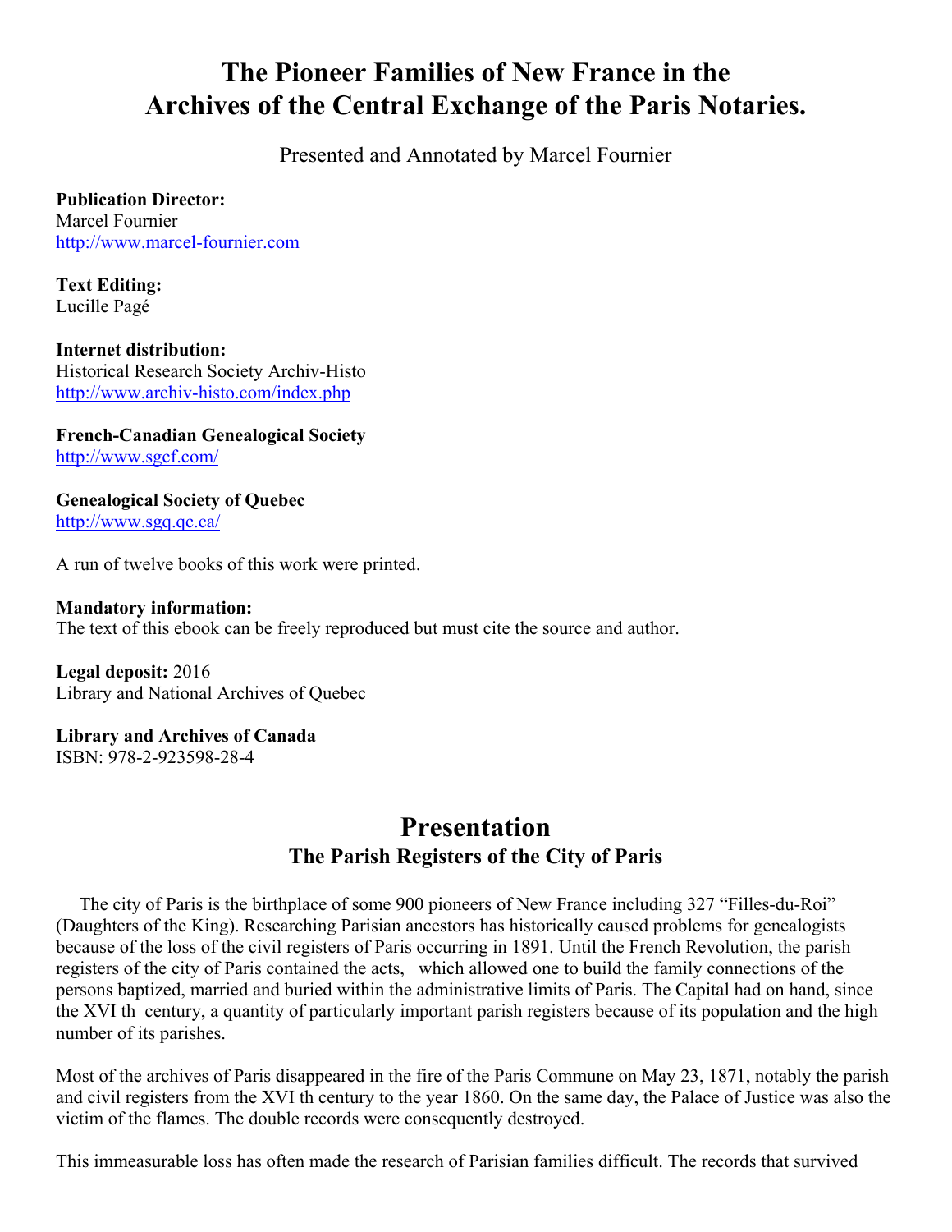# The Pioneer Families of New France in the Archives of the Central Exchange of the Paris Notaries.

Presented and Annotated by Marcel Fournier

**Publication Director:**
Marcel Fournier
http://www.marcel-fournier.com

**Text Editing:**
Lucille Pagé

**Internet distribution:**
Historical Research Society Archiv-Histo
http://www.archiv-histo.com/index.php

**French-Canadian Genealogical Society**
http://www.sgcf.com/

**Genealogical Society of Quebec**
http://www.sgq.qc.ca/

A run of twelve books of this work were printed.

**Mandatory information:**
The text of this ebook can be freely reproduced but must cite the source and author.

**Legal deposit:** 2016
Library and National Archives of Quebec

**Library and Archives of Canada**
ISBN: 978-2-923598-28-4

## Presentation

### The Parish Registers of the City of Paris

The city of Paris is the birthplace of some 900 pioneers of New France including 327 "Filles-du-Roi" (Daughters of the King). Researching Parisian ancestors has historically caused problems for genealogists because of the loss of the civil registers of Paris occurring in 1891. Until the French Revolution, the parish registers of the city of Paris contained the acts, which allowed one to build the family connections of the persons baptized, married and buried within the administrative limits of Paris. The Capital had on hand, since the XVI th century, a quantity of particularly important parish registers because of its population and the high number of its parishes.

Most of the archives of Paris disappeared in the fire of the Paris Commune on May 23, 1871, notably the parish and civil registers from the XVI th century to the year 1860. On the same day, the Palace of Justice was also the victim of the flames. The double records were consequently destroyed.

This immeasurable loss has often made the research of Parisian families difficult. The records that survived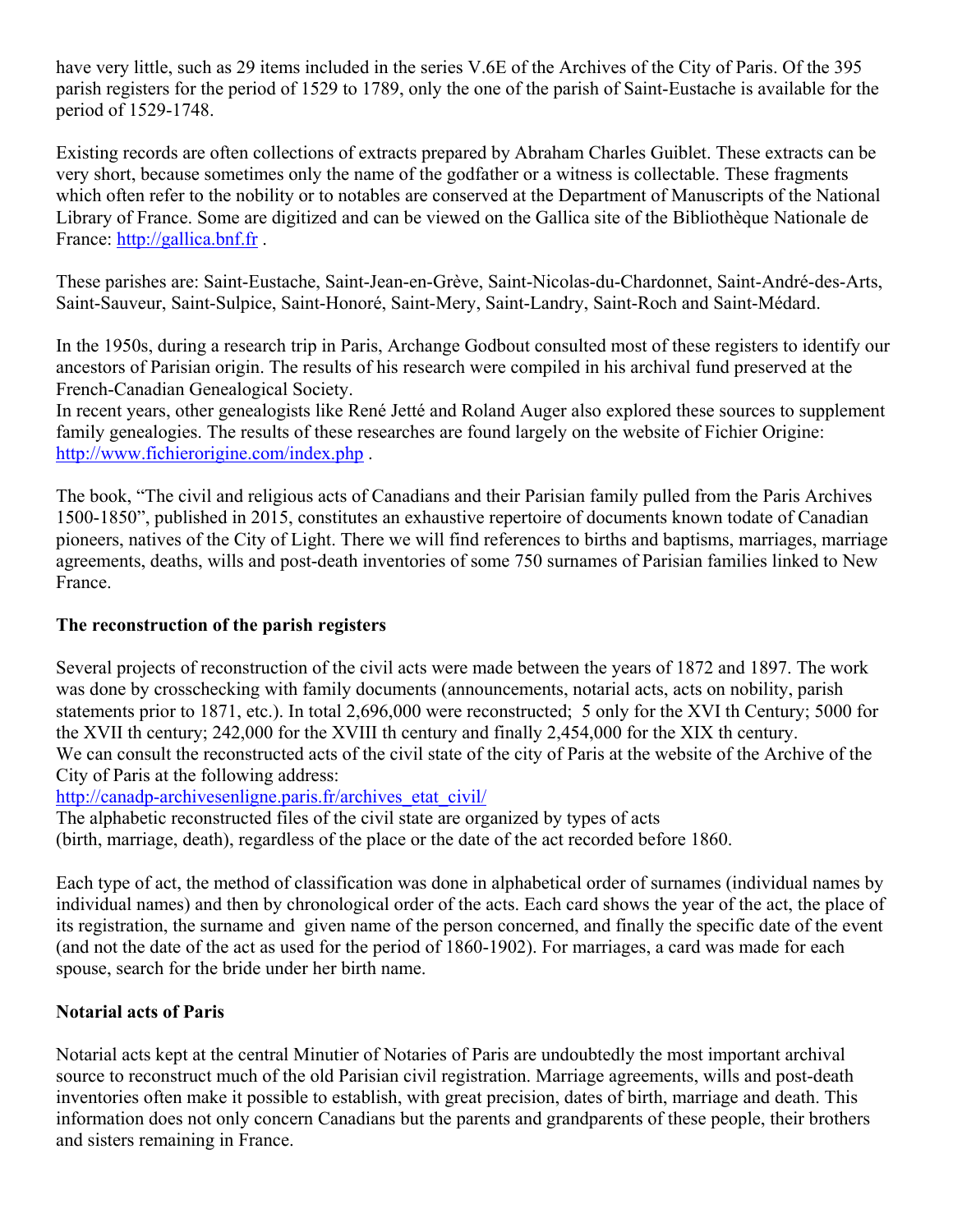have very little, such as 29 items included in the series V.6E of the Archives of the City of Paris. Of the 395 parish registers for the period of 1529 to 1789, only the one of the parish of Saint-Eustache is available for the period of 1529-1748.

Existing records are often collections of extracts prepared by Abraham Charles Guiblet. These extracts can be very short, because sometimes only the name of the godfather or a witness is collectable. These fragments which often refer to the nobility or to notables are conserved at the Department of Manuscripts of the National Library of France. Some are digitized and can be viewed on the Gallica site of the Bibliothèque Nationale de France: http://gallica.bnf.fr .

These parishes are: Saint-Eustache, Saint-Jean-en-Grève, Saint-Nicolas-du-Chardonnet, Saint-André-des-Arts, Saint-Sauveur, Saint-Sulpice, Saint-Honoré, Saint-Mery, Saint-Landry, Saint-Roch and Saint-Médard.

In the 1950s, during a research trip in Paris, Archange Godbout consulted most of these registers to identify our ancestors of Parisian origin. The results of his research were compiled in his archival fund preserved at the French-Canadian Genealogical Society.
In recent years, other genealogists like René Jetté and Roland Auger also explored these sources to supplement family genealogies. The results of these researches are found largely on the website of Fichier Origine: http://www.fichierorigine.com/index.php .

The book, "The civil and religious acts of Canadians and their Parisian family pulled from the Paris Archives 1500-1850", published in 2015, constitutes an exhaustive repertoire of documents known todate of Canadian pioneers, natives of the City of Light. There we will find references to births and baptisms, marriages, marriage agreements, deaths, wills and post-death inventories of some 750 surnames of Parisian families linked to New France.

**The reconstruction of the parish registers**

Several projects of reconstruction of the civil acts were made between the years of 1872 and 1897. The work was done by crosschecking with family documents (announcements, notarial acts, acts on nobility, parish statements prior to 1871, etc.). In total 2,696,000 were reconstructed; 5 only for the XVI th Century; 5000 for the XVII th century; 242,000 for the XVIII th century and finally 2,454,000 for the XIX th century.
We can consult the reconstructed acts of the civil state of the city of Paris at the website of the Archive of the City of Paris at the following address:
http://canadp-archivesenligne.paris.fr/archives_etat_civil/
The alphabetic reconstructed files of the civil state are organized by types of acts (birth, marriage, death), regardless of the place or the date of the act recorded before 1860.

Each type of act, the method of classification was done in alphabetical order of surnames (individual names by individual names) and then by chronological order of the acts. Each card shows the year of the act, the place of its registration, the surname and given name of the person concerned, and finally the specific date of the event (and not the date of the act as used for the period of 1860-1902). For marriages, a card was made for each spouse, search for the bride under her birth name.

**Notarial acts of Paris**

Notarial acts kept at the central Minutier of Notaries of Paris are undoubtedly the most important archival source to reconstruct much of the old Parisian civil registration. Marriage agreements, wills and post-death inventories often make it possible to establish, with great precision, dates of birth, marriage and death. This information does not only concern Canadians but the parents and grandparents of these people, their brothers and sisters remaining in France.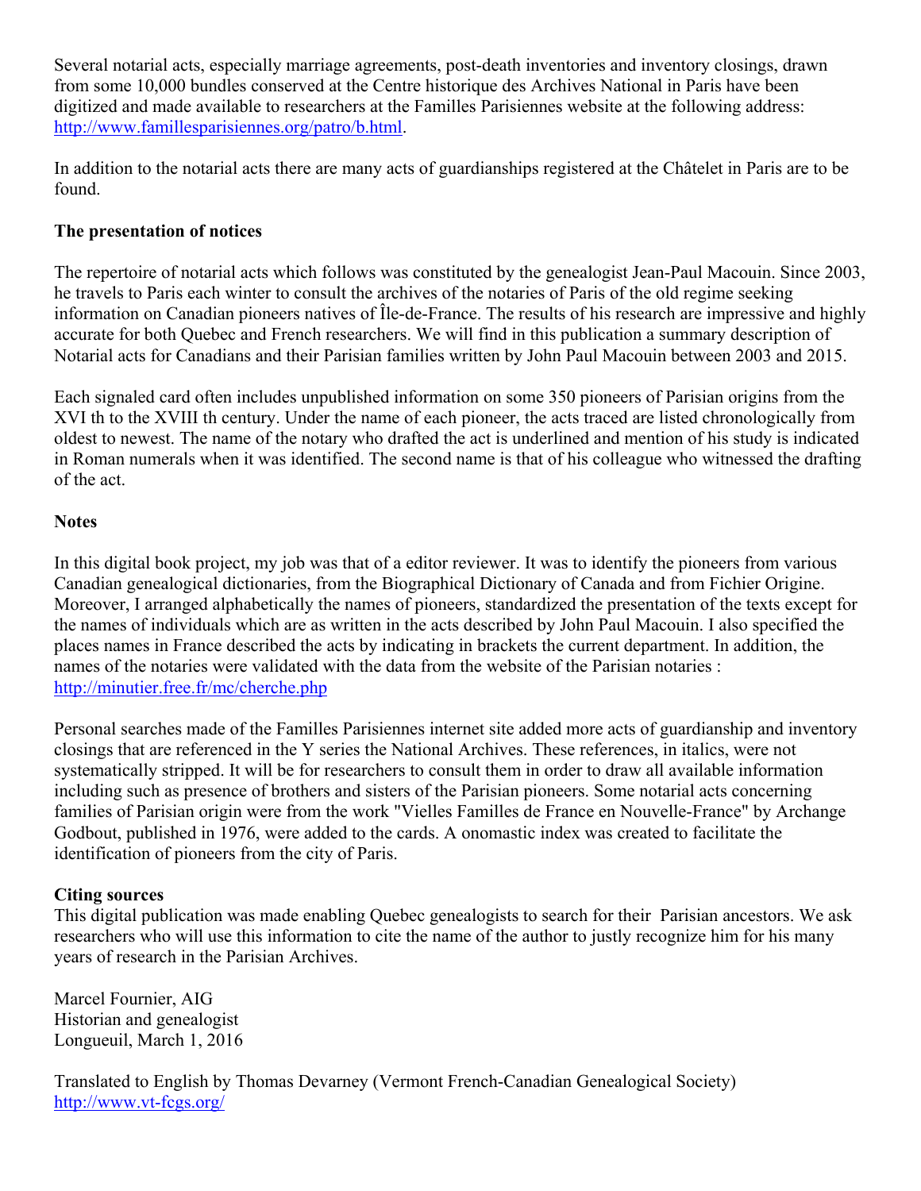Several notarial acts, especially marriage agreements, post-death inventories and inventory closings, drawn from some 10,000 bundles conserved at the Centre historique des Archives National in Paris have been digitized and made available to researchers at the Familles Parisiennes website at the following address: http://www.famillesparisiennes.org/patro/b.html.

In addition to the notarial acts there are many acts of guardianships registered at the Châtelet in Paris are to be found.

**The presentation of notices**

The repertoire of notarial acts which follows was constituted by the genealogist Jean-Paul Macouin. Since 2003, he travels to Paris each winter to consult the archives of the notaries of Paris of the old regime seeking information on Canadian pioneers natives of Île-de-France. The results of his research are impressive and highly accurate for both Quebec and French researchers. We will find in this publication a summary description of Notarial acts for Canadians and their Parisian families written by John Paul Macouin between 2003 and 2015.

Each signaled card often includes unpublished information on some 350 pioneers of Parisian origins from the XVI th to the XVIII th century. Under the name of each pioneer, the acts traced are listed chronologically from oldest to newest. The name of the notary who drafted the act is underlined and mention of his study is indicated in Roman numerals when it was identified. The second name is that of his colleague who witnessed the drafting of the act.

**Notes**

In this digital book project, my job was that of a editor reviewer. It was to identify the pioneers from various Canadian genealogical dictionaries, from the Biographical Dictionary of Canada and from Fichier Origine. Moreover, I arranged alphabetically the names of pioneers, standardized the presentation of the texts except for the names of individuals which are as written in the acts described by John Paul Macouin. I also specified the places names in France described the acts by indicating in brackets the current department. In addition, the names of the notaries were validated with the data from the website of the Parisian notaries : http://minutier.free.fr/mc/cherche.php

Personal searches made of the Familles Parisiennes internet site added more acts of guardianship and inventory closings that are referenced in the Y series the National Archives. These references, in italics, were not systematically stripped. It will be for researchers to consult them in order to draw all available information including such as presence of brothers and sisters of the Parisian pioneers. Some notarial acts concerning families of Parisian origin were from the work "Vielles Familles de France en Nouvelle-France" by Archange Godbout, published in 1976, were added to the cards. A onomastic index was created to facilitate the identification of pioneers from the city of Paris.

**Citing sources**

This digital publication was made enabling Quebec genealogists to search for their Parisian ancestors. We ask researchers who will use this information to cite the name of the author to justly recognize him for his many years of research in the Parisian Archives.

Marcel Fournier, AIG
Historian and genealogist
Longueuil, March 1, 2016

Translated to English by Thomas Devarney (Vermont French-Canadian Genealogical Society)
http://www.vt-fcgs.org/